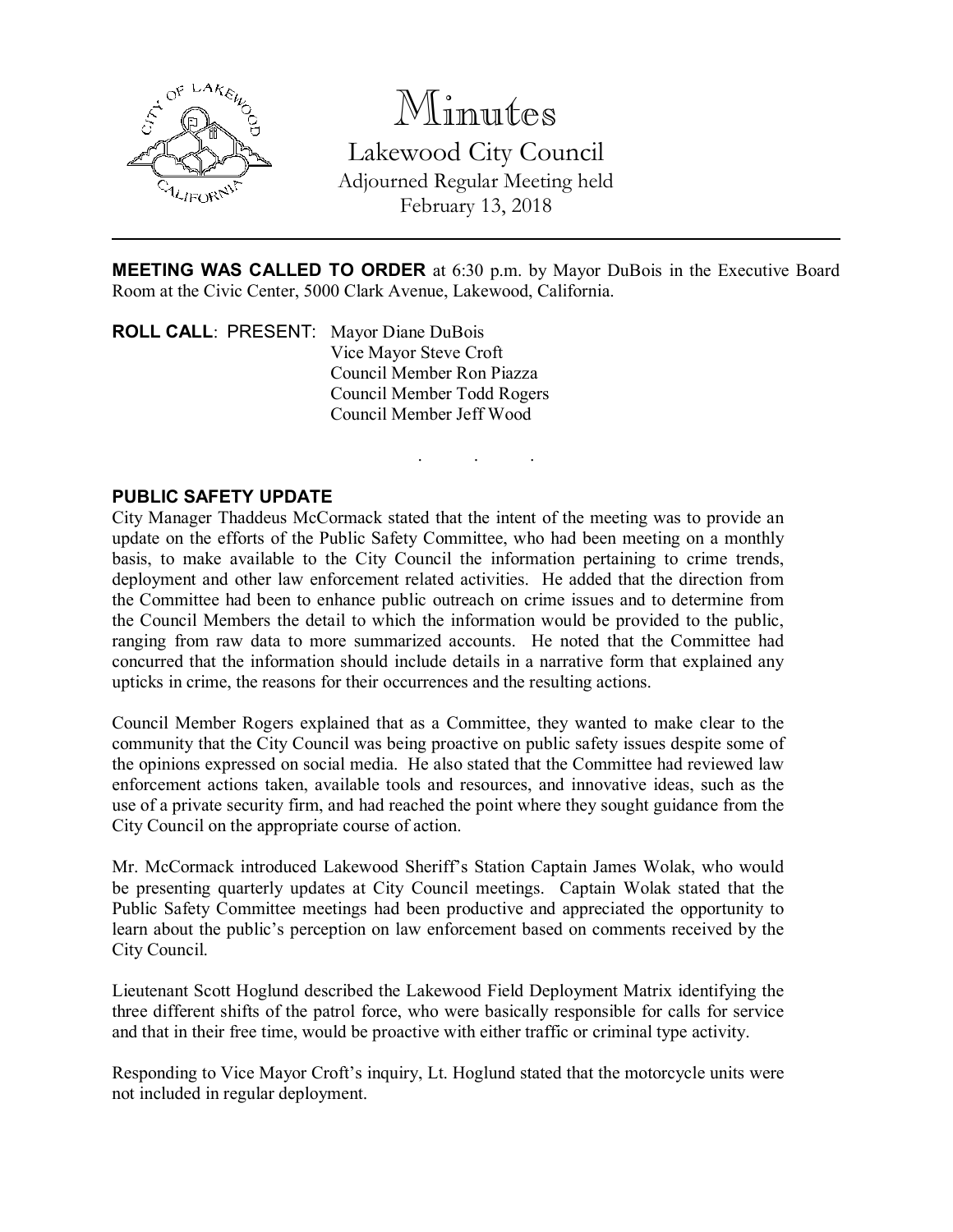# Minutes

## Lakewood City Council

Adjourned Regular Meeting held
February 13, 2018

---

**MEETING WAS CALLED TO ORDER** at 6:30 p.m. by Mayor DuBois in the Executive Board Room at the Civic Center, 5000 Clark Avenue, Lakewood, California.

**ROLL CALL**: PRESENT: Mayor Diane DuBois
Vice Mayor Steve Croft
Council Member Ron Piazza
Council Member Todd Rogers
Council Member Jeff Wood

. . .

**PUBLIC SAFETY UPDATE**

City Manager Thaddeus McCormack stated that the intent of the meeting was to provide an update on the efforts of the Public Safety Committee, who had been meeting on a monthly basis, to make available to the City Council the information pertaining to crime trends, deployment and other law enforcement related activities. He added that the direction from the Committee had been to enhance public outreach on crime issues and to determine from the Council Members the detail to which the information would be provided to the public, ranging from raw data to more summarized accounts. He noted that the Committee had concurred that the information should include details in a narrative form that explained any upticks in crime, the reasons for their occurrences and the resulting actions.

Council Member Rogers explained that as a Committee, they wanted to make clear to the community that the City Council was being proactive on public safety issues despite some of the opinions expressed on social media. He also stated that the Committee had reviewed law enforcement actions taken, available tools and resources, and innovative ideas, such as the use of a private security firm, and had reached the point where they sought guidance from the City Council on the appropriate course of action.

Mr. McCormack introduced Lakewood Sheriff's Station Captain James Wolak, who would be presenting quarterly updates at City Council meetings. Captain Wolak stated that the Public Safety Committee meetings had been productive and appreciated the opportunity to learn about the public's perception on law enforcement based on comments received by the City Council.

Lieutenant Scott Hoglund described the Lakewood Field Deployment Matrix identifying the three different shifts of the patrol force, who were basically responsible for calls for service and that in their free time, would be proactive with either traffic or criminal type activity.

Responding to Vice Mayor Croft's inquiry, Lt. Hoglund stated that the motorcycle units were not included in regular deployment.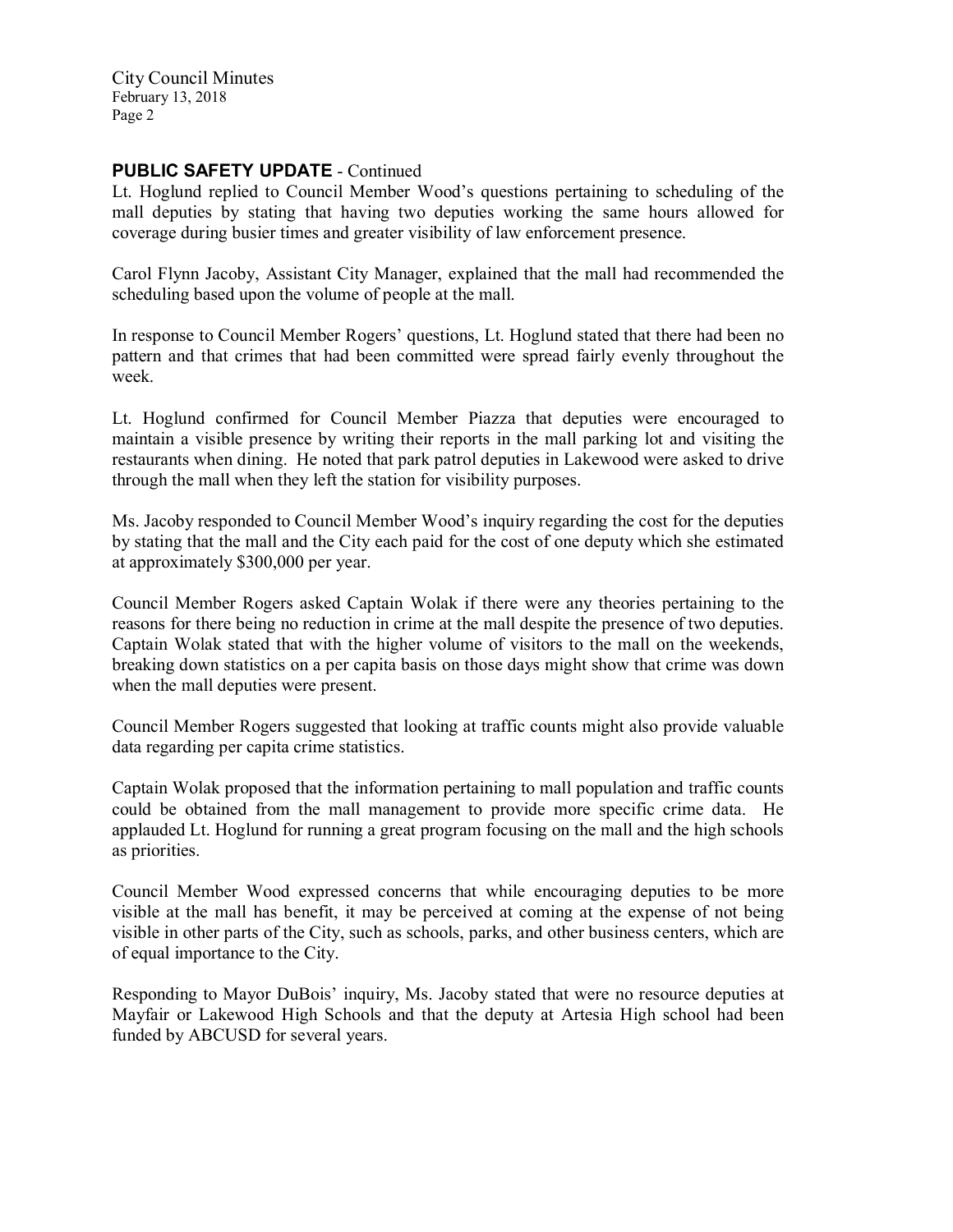## PUBLIC SAFETY UPDATE - Continued

Lt. Hoglund replied to Council Member Wood's questions pertaining to scheduling of the mall deputies by stating that having two deputies working the same hours allowed for coverage during busier times and greater visibility of law enforcement presence.

Carol Flynn Jacoby, Assistant City Manager, explained that the mall had recommended the scheduling based upon the volume of people at the mall.

In response to Council Member Rogers' questions, Lt. Hoglund stated that there had been no pattern and that crimes that had been committed were spread fairly evenly throughout the week.

Lt. Hoglund confirmed for Council Member Piazza that deputies were encouraged to maintain a visible presence by writing their reports in the mall parking lot and visiting the restaurants when dining. He noted that park patrol deputies in Lakewood were asked to drive through the mall when they left the station for visibility purposes.

Ms. Jacoby responded to Council Member Wood's inquiry regarding the cost for the deputies by stating that the mall and the City each paid for the cost of one deputy which she estimated at approximately $300,000 per year.

Council Member Rogers asked Captain Wolak if there were any theories pertaining to the reasons for there being no reduction in crime at the mall despite the presence of two deputies. Captain Wolak stated that with the higher volume of visitors to the mall on the weekends, breaking down statistics on a per capita basis on those days might show that crime was down when the mall deputies were present.

Council Member Rogers suggested that looking at traffic counts might also provide valuable data regarding per capita crime statistics.

Captain Wolak proposed that the information pertaining to mall population and traffic counts could be obtained from the mall management to provide more specific crime data. He applauded Lt. Hoglund for running a great program focusing on the mall and the high schools as priorities.

Council Member Wood expressed concerns that while encouraging deputies to be more visible at the mall has benefit, it may be perceived at coming at the expense of not being visible in other parts of the City, such as schools, parks, and other business centers, which are of equal importance to the City.

Responding to Mayor DuBois' inquiry, Ms. Jacoby stated that were no resource deputies at Mayfair or Lakewood High Schools and that the deputy at Artesia High school had been funded by ABCUSD for several years.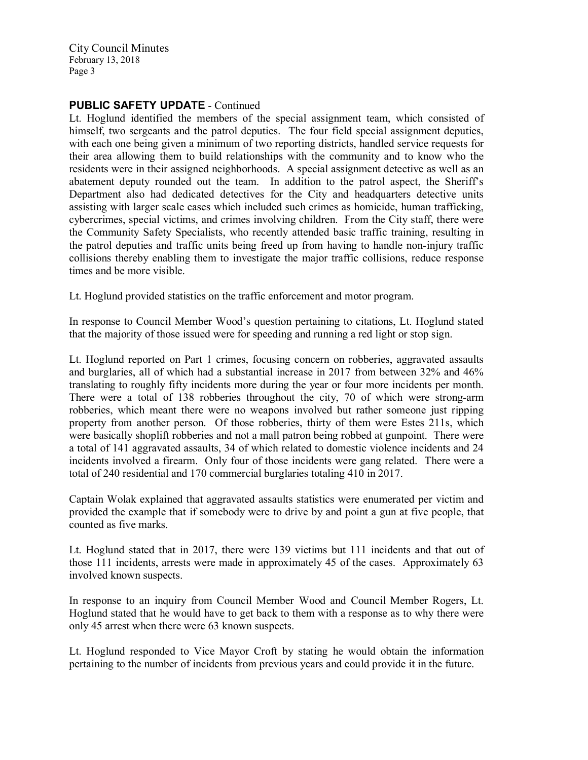## PUBLIC SAFETY UPDATE - Continued

Lt. Hoglund identified the members of the special assignment team, which consisted of himself, two sergeants and the patrol deputies. The four field special assignment deputies, with each one being given a minimum of two reporting districts, handled service requests for their area allowing them to build relationships with the community and to know who the residents were in their assigned neighborhoods. A special assignment detective as well as an abatement deputy rounded out the team. In addition to the patrol aspect, the Sheriff's Department also had dedicated detectives for the City and headquarters detective units assisting with larger scale cases which included such crimes as homicide, human trafficking, cybercrimes, special victims, and crimes involving children. From the City staff, there were the Community Safety Specialists, who recently attended basic traffic training, resulting in the patrol deputies and traffic units being freed up from having to handle non-injury traffic collisions thereby enabling them to investigate the major traffic collisions, reduce response times and be more visible.

Lt. Hoglund provided statistics on the traffic enforcement and motor program.

In response to Council Member Wood's question pertaining to citations, Lt. Hoglund stated that the majority of those issued were for speeding and running a red light or stop sign.

Lt. Hoglund reported on Part 1 crimes, focusing concern on robberies, aggravated assaults and burglaries, all of which had a substantial increase in 2017 from between 32% and 46% translating to roughly fifty incidents more during the year or four more incidents per month. There were a total of 138 robberies throughout the city, 70 of which were strong-arm robberies, which meant there were no weapons involved but rather someone just ripping property from another person. Of those robberies, thirty of them were Estes 211s, which were basically shoplift robberies and not a mall patron being robbed at gunpoint. There were a total of 141 aggravated assaults, 34 of which related to domestic violence incidents and 24 incidents involved a firearm. Only four of those incidents were gang related. There were a total of 240 residential and 170 commercial burglaries totaling 410 in 2017.

Captain Wolak explained that aggravated assaults statistics were enumerated per victim and provided the example that if somebody were to drive by and point a gun at five people, that counted as five marks.

Lt. Hoglund stated that in 2017, there were 139 victims but 111 incidents and that out of those 111 incidents, arrests were made in approximately 45 of the cases. Approximately 63 involved known suspects.

In response to an inquiry from Council Member Wood and Council Member Rogers, Lt. Hoglund stated that he would have to get back to them with a response as to why there were only 45 arrest when there were 63 known suspects.

Lt. Hoglund responded to Vice Mayor Croft by stating he would obtain the information pertaining to the number of incidents from previous years and could provide it in the future.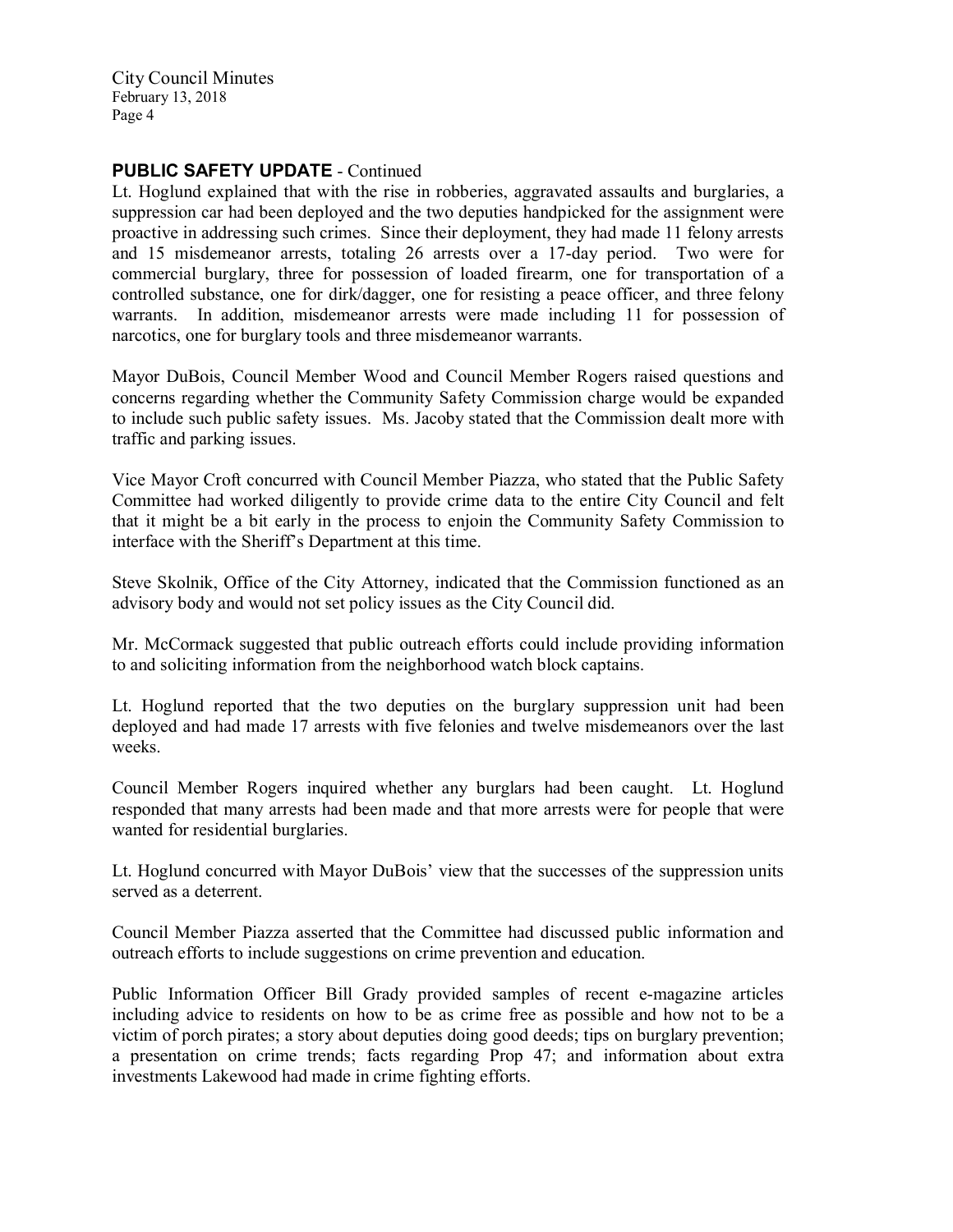## PUBLIC SAFETY UPDATE - Continued

Lt. Hoglund explained that with the rise in robberies, aggravated assaults and burglaries, a suppression car had been deployed and the two deputies handpicked for the assignment were proactive in addressing such crimes. Since their deployment, they had made 11 felony arrests and 15 misdemeanor arrests, totaling 26 arrests over a 17-day period. Two were for commercial burglary, three for possession of loaded firearm, one for transportation of a controlled substance, one for dirk/dagger, one for resisting a peace officer, and three felony warrants. In addition, misdemeanor arrests were made including 11 for possession of narcotics, one for burglary tools and three misdemeanor warrants.

Mayor DuBois, Council Member Wood and Council Member Rogers raised questions and concerns regarding whether the Community Safety Commission charge would be expanded to include such public safety issues. Ms. Jacoby stated that the Commission dealt more with traffic and parking issues.

Vice Mayor Croft concurred with Council Member Piazza, who stated that the Public Safety Committee had worked diligently to provide crime data to the entire City Council and felt that it might be a bit early in the process to enjoin the Community Safety Commission to interface with the Sheriff's Department at this time.

Steve Skolnik, Office of the City Attorney, indicated that the Commission functioned as an advisory body and would not set policy issues as the City Council did.

Mr. McCormack suggested that public outreach efforts could include providing information to and soliciting information from the neighborhood watch block captains.

Lt. Hoglund reported that the two deputies on the burglary suppression unit had been deployed and had made 17 arrests with five felonies and twelve misdemeanors over the last weeks.

Council Member Rogers inquired whether any burglars had been caught. Lt. Hoglund responded that many arrests had been made and that more arrests were for people that were wanted for residential burglaries.

Lt. Hoglund concurred with Mayor DuBois' view that the successes of the suppression units served as a deterrent.

Council Member Piazza asserted that the Committee had discussed public information and outreach efforts to include suggestions on crime prevention and education.

Public Information Officer Bill Grady provided samples of recent e-magazine articles including advice to residents on how to be as crime free as possible and how not to be a victim of porch pirates; a story about deputies doing good deeds; tips on burglary prevention; a presentation on crime trends; facts regarding Prop 47; and information about extra investments Lakewood had made in crime fighting efforts.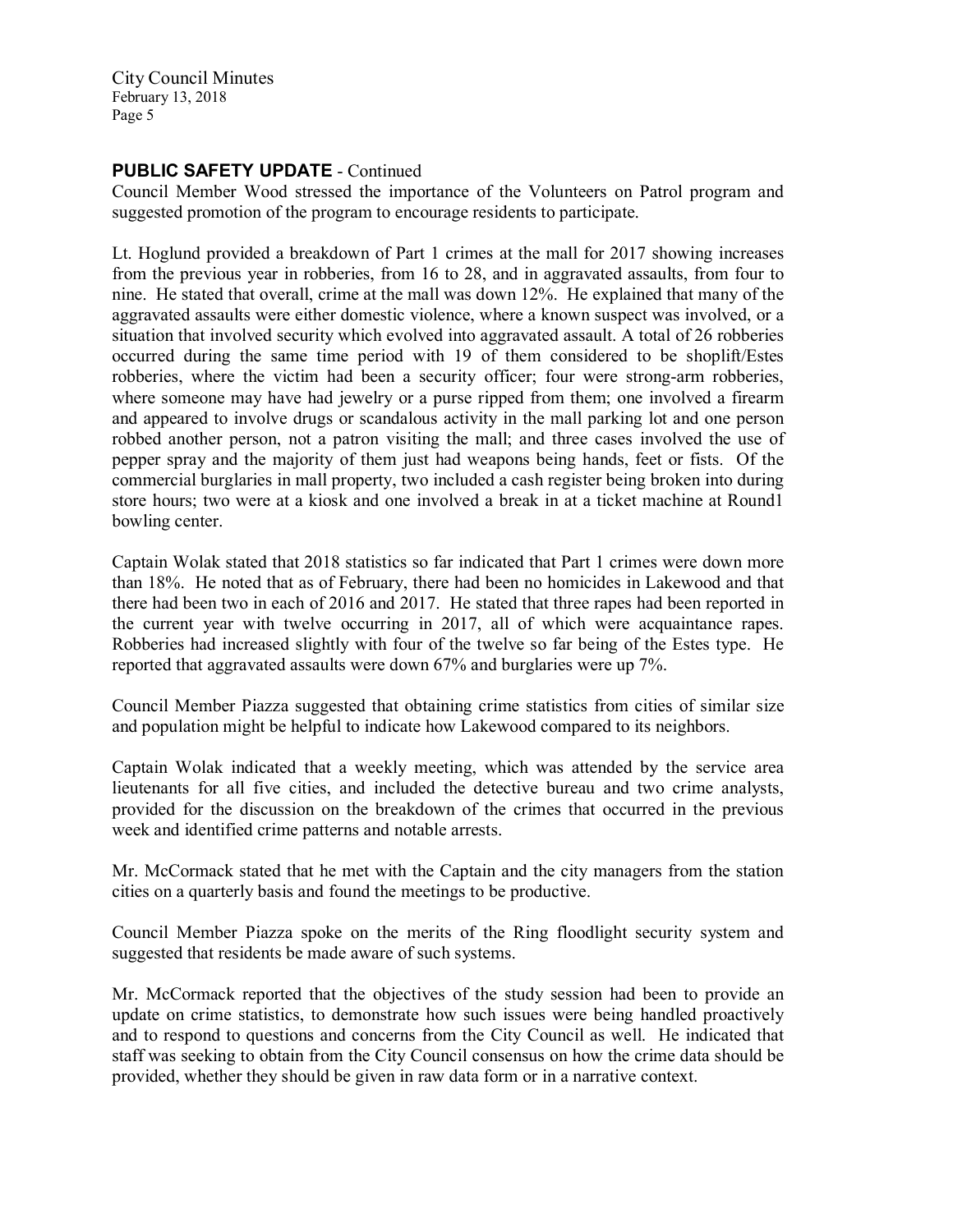## PUBLIC SAFETY UPDATE - Continued

Council Member Wood stressed the importance of the Volunteers on Patrol program and suggested promotion of the program to encourage residents to participate.

Lt. Hoglund provided a breakdown of Part 1 crimes at the mall for 2017 showing increases from the previous year in robberies, from 16 to 28, and in aggravated assaults, from four to nine. He stated that overall, crime at the mall was down 12%. He explained that many of the aggravated assaults were either domestic violence, where a known suspect was involved, or a situation that involved security which evolved into aggravated assault. A total of 26 robberies occurred during the same time period with 19 of them considered to be shoplift/Estes robberies, where the victim had been a security officer; four were strong-arm robberies, where someone may have had jewelry or a purse ripped from them; one involved a firearm and appeared to involve drugs or scandalous activity in the mall parking lot and one person robbed another person, not a patron visiting the mall; and three cases involved the use of pepper spray and the majority of them just had weapons being hands, feet or fists. Of the commercial burglaries in mall property, two included a cash register being broken into during store hours; two were at a kiosk and one involved a break in at a ticket machine at Round1 bowling center.

Captain Wolak stated that 2018 statistics so far indicated that Part 1 crimes were down more than 18%. He noted that as of February, there had been no homicides in Lakewood and that there had been two in each of 2016 and 2017. He stated that three rapes had been reported in the current year with twelve occurring in 2017, all of which were acquaintance rapes. Robberies had increased slightly with four of the twelve so far being of the Estes type. He reported that aggravated assaults were down 67% and burglaries were up 7%.

Council Member Piazza suggested that obtaining crime statistics from cities of similar size and population might be helpful to indicate how Lakewood compared to its neighbors.

Captain Wolak indicated that a weekly meeting, which was attended by the service area lieutenants for all five cities, and included the detective bureau and two crime analysts, provided for the discussion on the breakdown of the crimes that occurred in the previous week and identified crime patterns and notable arrests.

Mr. McCormack stated that he met with the Captain and the city managers from the station cities on a quarterly basis and found the meetings to be productive.

Council Member Piazza spoke on the merits of the Ring floodlight security system and suggested that residents be made aware of such systems.

Mr. McCormack reported that the objectives of the study session had been to provide an update on crime statistics, to demonstrate how such issues were being handled proactively and to respond to questions and concerns from the City Council as well. He indicated that staff was seeking to obtain from the City Council consensus on how the crime data should be provided, whether they should be given in raw data form or in a narrative context.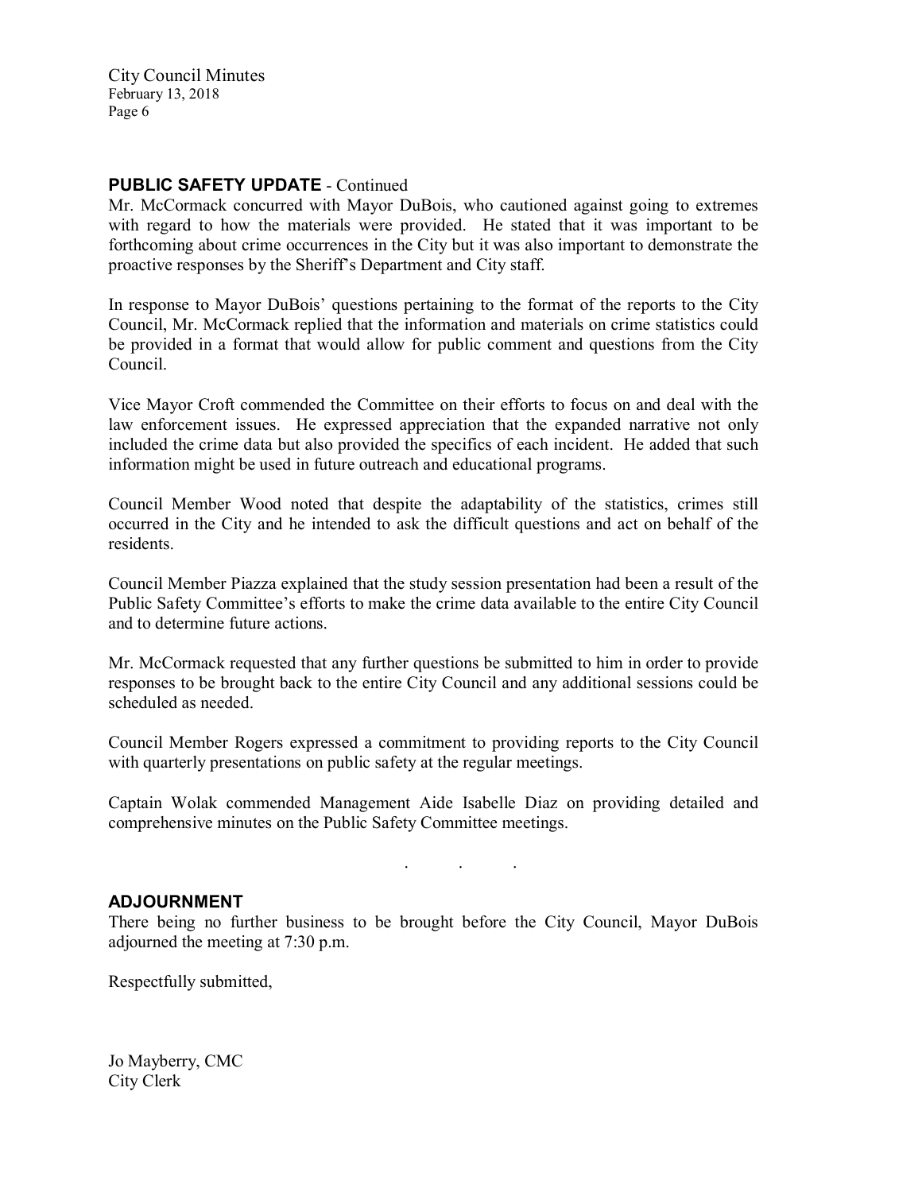## PUBLIC SAFETY UPDATE - Continued

Mr. McCormack concurred with Mayor DuBois, who cautioned against going to extremes with regard to how the materials were provided. He stated that it was important to be forthcoming about crime occurrences in the City but it was also important to demonstrate the proactive responses by the Sheriff's Department and City staff.

In response to Mayor DuBois' questions pertaining to the format of the reports to the City Council, Mr. McCormack replied that the information and materials on crime statistics could be provided in a format that would allow for public comment and questions from the City Council.

Vice Mayor Croft commended the Committee on their efforts to focus on and deal with the law enforcement issues. He expressed appreciation that the expanded narrative not only included the crime data but also provided the specifics of each incident. He added that such information might be used in future outreach and educational programs.

Council Member Wood noted that despite the adaptability of the statistics, crimes still occurred in the City and he intended to ask the difficult questions and act on behalf of the residents.

Council Member Piazza explained that the study session presentation had been a result of the Public Safety Committee's efforts to make the crime data available to the entire City Council and to determine future actions.

Mr. McCormack requested that any further questions be submitted to him in order to provide responses to be brought back to the entire City Council and any additional sessions could be scheduled as needed.

Council Member Rogers expressed a commitment to providing reports to the City Council with quarterly presentations on public safety at the regular meetings.

Captain Wolak commended Management Aide Isabelle Diaz on providing detailed and comprehensive minutes on the Public Safety Committee meetings.

. . .

## ADJOURNMENT

There being no further business to be brought before the City Council, Mayor DuBois adjourned the meeting at 7:30 p.m.

Respectfully submitted,

Jo Mayberry, CMC
City Clerk